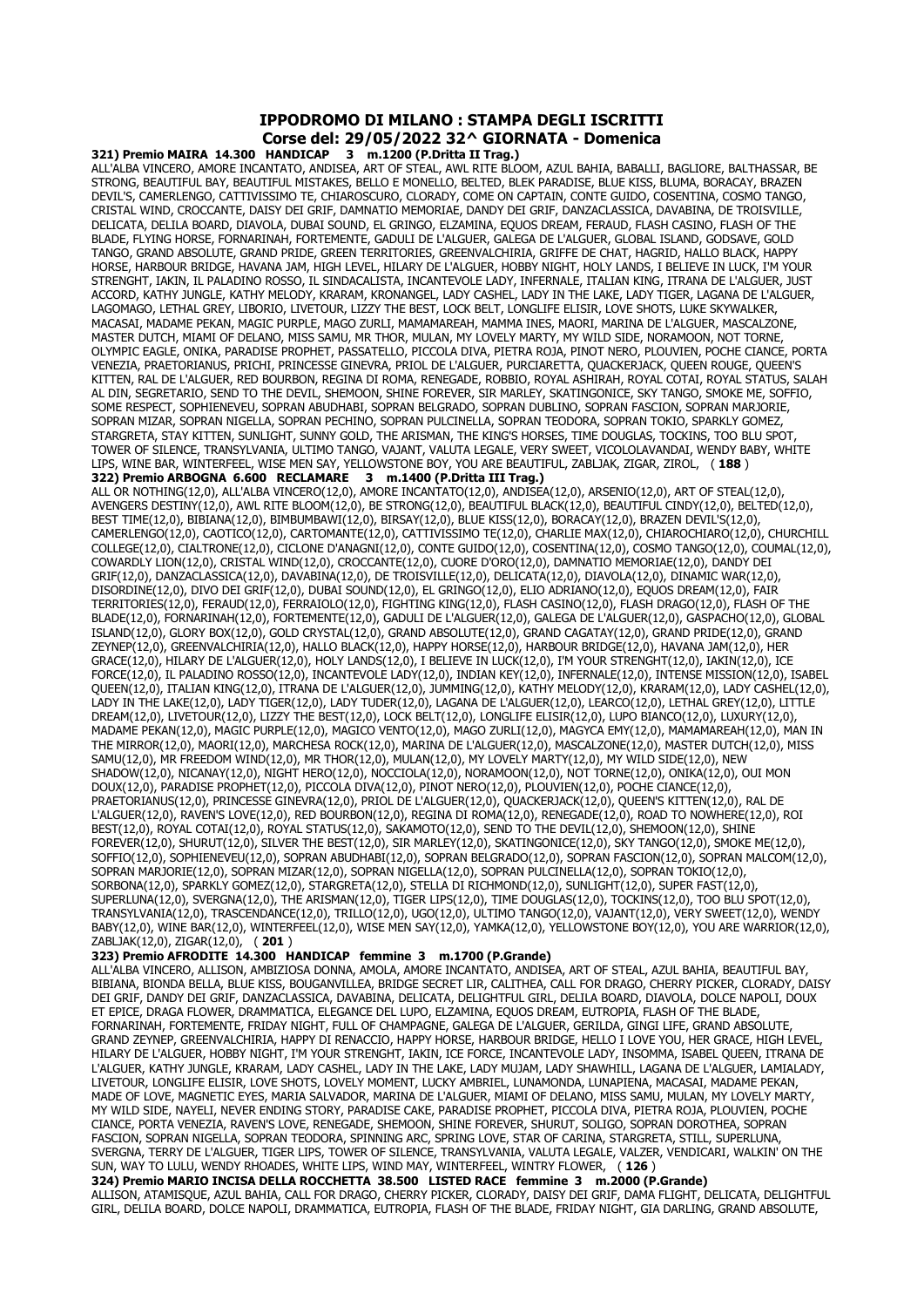# IPPODROMO DI MILANO : STAMPA DEGLI ISCRITTI

## Corse del: 29/05/2022 32^ GIORNATA - Domenica

**321) Premio MAIRA 14.300 HANDICAP 3 m.1200 (P.Dritta II Trag.)**

ALL'ALBA VINCERO, AMORE INCANTATO, ANDISEA, ART OF STEAL, AWL RITE BLOOM, AZUL BAHIA, BABALLI, BAGLIORE, BALTHASSAR, BE STRONG, BEAUTIFUL BAY, BEAUTIFUL MISTAKES, BELLO E MONELLO, BELTED, BLEK PARADISE, BLUE KISS, BLUMA, BORACAY, BRAZEN DEVIL'S, CAMERLENGO, CATTIVISSIMO TE, CHIAROSCURO, CLORADY, COME ON CAPTAIN, CONTE GUIDO, COSENTINA, COSMO TANGO, CRISTAL WIND, CROCCANTE, DAISY DEI GRIF, DAMNATIO MEMORIAE, DANDY DEI GRIF, DANZACLASSICA, DAVABINA, DE TROISVILLE, DELICATA, DELILA BOARD, DIAVOLA, DUBAI SOUND, EL GRINGO, ELZAMINA, EQUOS DREAM, FERAUD, FLASH CASINO, FLASH OF THE BLADE, FLYING HORSE, FORNARINAH, FORTEMENTE, GADULI DE L'ALGUER, GALEGA DE L'ALGUER, GLOBAL ISLAND, GODSAVE, GOLD TANGO, GRAND ABSOLUTE, GRAND PRIDE, GREEN TERRITORIES, GREENVALCHIRIA, GRIFFE DE CHAT, HAGRID, HALLO BLACK, HAPPY HORSE, HARBOUR BRIDGE, HAVANA JAM, HIGH LEVEL, HILARY DE L'ALGUER, HOBBY NIGHT, HOLY LANDS, I BELIEVE IN LUCK, I'M YOUR STRENGHT, IAKIN, IL PALADINO ROSSO, IL SINDACALISTA, INCANTEVOLE LADY, INFERNALE, ITALIAN KING, ITRANA DE L'ALGUER, JUST ACCORD, KATHY JUNGLE, KATHY MELODY, KRARAM, KRONANGEL, LADY CASHEL, LADY IN THE LAKE, LADY TIGER, LAGANA DE L'ALGUER, LAGOMAGO, LETHAL GREY, LIBORIO, LIVETOUR, LIZZY THE BEST, LOCK BELT, LONGLIFE ELISIR, LOVE SHOTS, LUKE SKYWALKER, MACASAI, MADAME PEKAN, MAGIC PURPLE, MAGO ZURLI, MAMAMAREAH, MAMMA INES, MAORI, MARINA DE L'ALGUER, MASCALZONE, MASTER DUTCH, MIAMI OF DELANO, MISS SAMU, MR THOR, MULAN, MY LOVELY MARTY, MY WILD SIDE, NORAMOON, NOT TORNE, OLYMPIC EAGLE, ONIKA, PARADISE PROPHET, PASSATELLO, PICCOLA DIVA, PIETRA ROJA, PINOT NERO, PLOUVIEN, POCHE CIANCE, PORTA VENEZIA, PRAETORIANUS, PRICHI, PRINCESSE GINEVRA, PRIOL DE L'ALGUER, PURCIARETTA, QUACKERJACK, QUEEN ROUGE, QUEEN'S KITTEN, RAL DE L'ALGUER, RED BOURBON, REGINA DI ROMA, RENEGADE, ROBBIO, ROYAL ASHIRAH, ROYAL COTAI, ROYAL STATUS, SALAH AL DIN, SEGRETARIO, SEND TO THE DEVIL, SHEMOON, SHINE FOREVER, SIR MARLEY, SKATINGONICE, SKY TANGO, SMOKE ME, SOFFIO, SOME RESPECT, SOPHIENEVEU, SOPRAN ABUDHABI, SOPRAN BELGRADO, SOPRAN DUBLINO, SOPRAN FASCION, SOPRAN MARJORIE, SOPRAN MIZAR, SOPRAN NIGELLA, SOPRAN PECHINO, SOPRAN PULCINELLA, SOPRAN TEODORA, SOPRAN TOKIO, SPARKLY GOMEZ, STARGRETA, STAY KITTEN, SUNLIGHT, SUNNY GOLD, THE ARISMAN, THE KING'S HORSES, TIME DOUGLAS, TOCKINS, TOO BLU SPOT, TOWER OF SILENCE, TRANSYLVANIA, ULTIMO TANGO, VAJANT, VALUTA LEGALE, VERY SWEET, VICOLOLAVANDAI, WENDY BABY, WHITE LIPS, WINE BAR, WINTERFEEL, WISE MEN SAY, YELLOWSTONE BOY, YOU ARE BEAUTIFUL, ZABLJAK, ZIGAR, ZIROL, ( **188** )

**322) Premio ARBOGNA 6.600 RECLAMARE 3 m.1400 (P.Dritta III Trag.)**

ALL OR NOTHING(12,0), ALL'ALBA VINCERO(12,0), AMORE INCANTATO(12,0), ANDISEA(12,0), ARSENIO(12,0), ART OF STEAL(12,0), AVENGERS DESTINY(12,0), AWL RITE BLOOM(12,0), BE STRONG(12,0), BEAUTIFUL BLACK(12,0), BEAUTIFUL CINDY(12,0), BELTED(12,0), BEST TIME(12,0), BIBIANA(12,0), BIMBUMBAWI(12,0), BIRSAY(12,0), BLUE KISS(12,0), BORACAY(12,0), BRAZEN DEVIL'S(12,0), CAMERLENGO(12,0), CAOTICO(12,0), CARTOMANTE(12,0), CATTIVISSIMO TE(12,0), CHARLIE MAX(12,0), CHIAROCHIARO(12,0), CHURCHILL COLLEGE(12,0), CIALTRONE(12,0), CICLONE D'ANAGNI(12,0), CONTE GUIDO(12,0), COSENTINA(12,0), COSMO TANGO(12,0), COUMAL(12,0), COWARDLY LION(12,0), CRISTAL WIND(12,0), CROCCANTE(12,0), CUORE D'ORO(12,0), DAMNATIO MEMORIAE(12,0), DANDY DEI GRIF(12,0), DANZACLASSICA(12,0), DAVABINA(12,0), DE TROISVILLE(12,0), DELICATA(12,0), DIAVOLA(12,0), DINAMIC WAR(12,0), DISORDINE(12,0), DIVO DEI GRIF(12,0), DUBAI SOUND(12,0), EL GRINGO(12,0), ELIO ADRIANO(12,0), EQUOS DREAM(12,0), FAIR TERRITORIES(12,0), FERAUD(12,0), FERRAIOLO(12,0), FIGHTING KING(12,0), FLASH CASINO(12,0), FLASH DRAGO(12,0), FLASH OF THE BLADE(12,0), FORNARINAH(12,0), FORTEMENTE(12,0), GADULI DE L'ALGUER(12,0), GALEGA DE L'ALGUER(12,0), GASPACHO(12,0), GLOBAL ISLAND(12,0), GLORY BOX(12,0), GOLD CRYSTAL(12,0), GRAND ABSOLUTE(12,0), GRAND CAGATAY(12,0), GRAND PRIDE(12,0), GRAND ZEYNEP(12,0), GREENVALCHIRIA(12,0), HALLO BLACK(12,0), HAPPY HORSE(12,0), HARBOUR BRIDGE(12,0), HAVANA JAM(12,0), HER GRACE(12,0), HILARY DE L'ALGUER(12,0), HOLY LANDS(12,0), I BELIEVE IN LUCK(12,0), I'M YOUR STRENGHT(12,0), IAKIN(12,0), ICE FORCE(12,0), IL PALADINO ROSSO(12,0), INCANTEVOLE LADY(12,0), INDIAN KEY(12,0), INFERNALE(12,0), INTENSE MISSION(12,0), ISABEL QUEEN(12,0), ITALIAN KING(12,0), ITRANA DE L'ALGUER(12,0), JUMMING(12,0), KATHY MELODY(12,0), KRARAM(12,0), LADY CASHEL(12,0), LADY IN THE LAKE(12,0), LADY TIGER(12,0), LADY TUDER(12,0), LAGANA DE L'ALGUER(12,0), LEARCO(12,0), LETHAL GREY(12,0), LITTLE DREAM(12,0), LIVETOUR(12,0), LIZZY THE BEST(12,0), LOCK BELT(12,0), LONGLIFE ELISIR(12,0), LUPO BIANCO(12,0), LUXURY(12,0), MADAME PEKAN(12,0), MAGIC PURPLE(12,0), MAGICO VENTO(12,0), MAGO ZURLI(12,0), MAGYCA EMY(12,0), MAMAMAREAH(12,0), MAN IN THE MIRROR(12,0), MAORI(12,0), MARCHESA ROCK(12,0), MARINA DE L'ALGUER(12,0), MASCALZONE(12,0), MASTER DUTCH(12,0), MISS SAMU(12,0), MR FREEDOM WIND(12,0), MR THOR(12,0), MULAN(12,0), MY LOVELY MARTY(12,0), MY WILD SIDE(12,0), NEW SHADOW(12,0), NICANAY(12,0), NIGHT HERO(12,0), NOCCIOLA(12,0), NORAMOON(12,0), NOT TORNE(12,0), ONIKA(12,0), OUI MON DOUX(12,0), PARADISE PROPHET(12,0), PICCOLA DIVA(12,0), PINOT NERO(12,0), PLOUVIEN(12,0), POCHE CIANCE(12,0), PRAETORIANUS(12,0), PRINCESSE GINEVRA(12,0), PRIOL DE L'ALGUER(12,0), QUACKERJACK(12,0), QUEEN'S KITTEN(12,0), RAL DE L'ALGUER(12,0), RAVEN'S LOVE(12,0), RED BOURBON(12,0), REGINA DI ROMA(12,0), RENEGADE(12,0), ROAD TO NOWHERE(12,0), ROI BEST(12,0), ROYAL COTAI(12,0), ROYAL STATUS(12,0), SAKAMOTO(12,0), SEND TO THE DEVIL(12,0), SHEMOON(12,0), SHINE FOREVER(12,0), SHURUT(12,0), SILVER THE BEST(12,0), SIR MARLEY(12,0), SKATINGONICE(12,0), SKY TANGO(12,0), SMOKE ME(12,0), SOFFIO(12,0), SOPHIENEVEU(12,0), SOPRAN ABUDHABI(12,0), SOPRAN BELGRADO(12,0), SOPRAN FASCION(12,0), SOPRAN MALCOM(12,0), SOPRAN MARJORIE(12,0), SOPRAN MIZAR(12,0), SOPRAN NIGELLA(12,0), SOPRAN PULCINELLA(12,0), SOPRAN TOKIO(12,0), SORBONA(12,0), SPARKLY GOMEZ(12,0), STARGRETA(12,0), STELLA DI RICHMOND(12,0), SUNLIGHT(12,0), SUPER FAST(12,0), SUPERLUNA(12,0), SVERGNA(12,0), THE ARISMAN(12,0), TIGER LIPS(12,0), TIME DOUGLAS(12,0), TOCKINS(12,0), TOO BLU SPOT(12,0), TRANSYLVANIA(12,0), TRASCENDANCE(12,0), TRILLO(12,0), UGO(12,0), ULTIMO TANGO(12,0), VAJANT(12,0), VERY SWEET(12,0), WENDY BABY(12,0), WINE BAR(12,0), WINTERFEEL(12,0), WISE MEN SAY(12,0), YAMKA(12,0), YELLOWSTONE BOY(12,0), YOU ARE WARRIOR(12,0), ZABLJAK(12,0), ZIGAR(12,0), ( **201** )

**323) Premio AFRODITE 14.300 HANDICAP femmine 3 m.1700 (P.Grande)**

ALL'ALBA VINCERO, ALLISON, AMBIZIOSA DONNA, AMOLA, AMORE INCANTATO, ANDISEA, ART OF STEAL, AZUL BAHIA, BEAUTIFUL BAY, BIBIANA, BIONDA BELLA, BLUE KISS, BOUGANVILLEA, BRIDGE SECRET LIR, CALITHEA, CALL FOR DRAGO, CHERRY PICKER, CLORADY, DAISY DEI GRIF, DANDY DEI GRIF, DANZACLASSICA, DAVABINA, DELICATA, DELIGHTFUL GIRL, DELILA BOARD, DIAVOLA, DOLCE NAPOLI, DOUX ET EPICE, DRAGA FLOWER, DRAMMATICA, ELEGANCE DEL LUPO, ELZAMINA, EQUOS DREAM, EUTROPIA, FLASH OF THE BLADE, FORNARINAH, FORTEMENTE, FRIDAY NIGHT, FULL OF CHAMPAGNE, GALEGA DE L'ALGUER, GERILDA, GINGI LIFE, GRAND ABSOLUTE, GRAND ZEYNEP, GREENVALCHIRIA, HAPPY DI RENACCIO, HAPPY HORSE, HARBOUR BRIDGE, HELLO I LOVE YOU, HER GRACE, HIGH LEVEL, HILARY DE L'ALGUER, HOBBY NIGHT, I'M YOUR STRENGHT, IAKIN, ICE FORCE, INCANTEVOLE LADY, INSOMMA, ISABEL QUEEN, ITRANA DE L'ALGUER, KATHY JUNGLE, KRARAM, LADY CASHEL, LADY IN THE LAKE, LADY MUJAM, LADY SHAWHILL, LAGANA DE L'ALGUER, LAMIALADY, LIVETOUR, LONGLIFE ELISIR, LOVE SHOTS, LOVELY MOMENT, LUCKY AMBRIEL, LUNAMONDA, LUNAPIENA, MACASAI, MADAME PEKAN, MADE OF LOVE, MAGNETIC EYES, MARIA SALVADOR, MARINA DE L'ALGUER, MIAMI OF DELANO, MISS SAMU, MULAN, MY LOVELY MARTY, MY WILD SIDE, NAYELI, NEVER ENDING STORY, PARADISE CAKE, PARADISE PROPHET, PICCOLA DIVA, PIETRA ROJA, PLOUVIEN, POCHE CIANCE, PORTA VENEZIA, RAVEN'S LOVE, RENEGADE, SHEMOON, SHINE FOREVER, SHURUT, SOLIGO, SOPRAN DOROTHEA, SOPRAN FASCION, SOPRAN NIGELLA, SOPRAN TEODORA, SPINNING ARC, SPRING LOVE, STAR OF CARINA, STARGRETA, STILL, SUPERLUNA, SVERGNA, TERRY DE L'ALGUER, TIGER LIPS, TOWER OF SILENCE, TRANSYLVANIA, VALUTA LEGALE, VALZER, VENDICARI, WALKIN' ON THE SUN, WAY TO LULU, WENDY RHOADES, WHITE LIPS, WIND MAY, WINTERFEEL, WINTRY FLOWER, ( **126** )

**324) Premio MARIO INCISA DELLA ROCCHETTA 38.500 LISTED RACE femmine 3 m.2000 (P.Grande)**

ALLISON, ATAMISQUE, AZUL BAHIA, CALL FOR DRAGO, CHERRY PICKER, CLORADY, DAISY DEI GRIF, DAMA FLIGHT, DELICATA, DELIGHTFUL GIRL, DELILA BOARD, DOLCE NAPOLI, DRAMMATICA, EUTROPIA, FLASH OF THE BLADE, FRIDAY NIGHT, GIA DARLING, GRAND ABSOLUTE,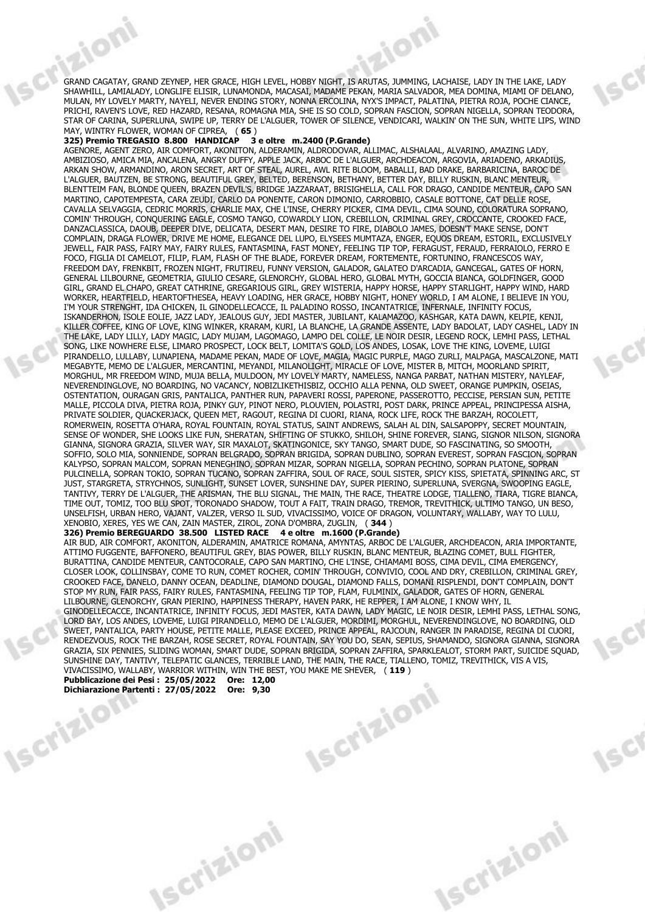GRAND CAGATAY, GRAND ZEYNEP, HER GRACE, HIGH LEVEL, HOBBY NIGHT, IS ARUTAS, JUMMING, LACHAISE, LADY IN THE LAKE, LADY SHAWHILL, LAMIALADY, LONGLIFE ELISIR, LUNAMONDA, MACASAI, MADAME PEKAN, MARIA SALVADOR, MEA DOMINA, MIAMI OF DELANO, MULAN, MY LOVELY MARTY, NAYELI, NEVER ENDING STORY, NONNA ERCOLINA, NYX'S IMPACT, PALATINA, PIETRA ROJA, POCHE CIANCE, PRICHI, RAVEN'S LOVE, RED HAZARD, RESANA, ROMAGNA MIA, SHE IS SO COLD, SOPRAN FASCION, SOPRAN NIGELLA, SOPRAN TEODORA, STAR OF CARINA, SUPERLUNA, SWIPE UP, TERRY DE L'ALGUER, TOWER OF SILENCE, VENDICARI, WALKIN' ON THE SUN, WHITE LIPS, WIND MAY, WINTRY FLOWER, WOMAN OF CIPREA, ( **65** )

**325) Premio TREGASIO 8.800 HANDICAP 3 e oltre m.2400 (P.Grande)**

AGENORE, AGENT ZERO, AIR COMFORT, AKONITON, ALDERAMIN, ALDRODOVAR, ALLIMAC, ALSHALAAL, ALVARINO, AMAZING LADY, AMBIZIOSO, AMICA MIA, ANCALENA, ANGRY DUFFY, APPLE JACK, ARBOC DE L'ALGUER, ARCHDEACON, ARGOVIA, ARIADENO, ARKADIUS, ARKAN SHOW, ARMANDINO, ARON SECRET, ART OF STEAL, AUREL, AWL RITE BLOOM, BABALLI, BAD DRAKE, BARBARICINA, BAROC DE L'ALGUER, BAUTZEN, BE STRONG, BEAUTIFUL GREY, BELTED, BERENSON, BETHANY, BETTER DAY, BILLY RUSKIN, BLANC MENTEUR, BLENTTEIM FAN, BLONDE QUEEN, BRAZEN DEVIL'S, BRIDGE JAZZARAAT, BRISIGHELLA, CALL FOR DRAGO, CANDIDE MENTEUR, CAPO SAN MARTINO, CAPOTEMPESTA, CARA ZEUDI, CARLO DA PONENTE, CARON DIMONIO, CARROBBIO, CASALE BOTTONE, CAT DELLE ROSE, CAVALLA SELVAGGIA, CEDRIC MORRIS, CHARLIE MAX, CHE L'INSE, CHERRY PICKER, CIMA DEVIL, CIMA SOUND, COLORATURA SOPRANO, COMIN' THROUGH, CONQUERING EAGLE, COSMO TANGO, COWARDLY LION, CREBILLON, CRIMINAL GREY, CROCCANTE, CROOKED FACE, DANZACLASSICA, DAOUB, DEEPER DIVE, DELICATA, DESERT MAN, DESIRE TO FIRE, DIABOLO JAMES, DOESN'T MAKE SENSE, DON'T COMPLAIN, DRAGA FLOWER, DRIVE ME HOME, ELEGANCE DEL LUPO, ELYSEES MUMTAZA, ENGER, EQUOS DREAM, ESTORIL, EXCLUSIVELY JEWELL, FAIR PASS, FAIRY MAY, FAIRY RULES, FANTASMINA, FAST MONEY, FEELING TIP TOP, FERAGUST, FERAUD, FERRAIOLO, FERRO E FOCO, FIGLIA DI CAMELOT, FILIP, FLAM, FLASH OF THE BLADE, FOREVER DREAM, FORTEMENTE, FORTUNINO, FRANCESCOS WAY, FREEDOM DAY, FRENKBIT, FROZEN NIGHT, FRUTIREU, FUNNY VERSION, GALADOR, GALATEO D'ARCADIA, GANCEGAL, GATES OF HORN, GENERAL LILBOURNE, GEOMETRIA, GIULIO CESARE, GLENORCHY, GLOBAL HERO, GLOBAL MYTH, GOCCIA BIANCA, GOLDFINGER, GOOD GIRL, GRAND EL CHAPO, GREAT CATHRINE, GREGARIOUS GIRL, GREY WISTERIA, HAPPY HORSE, HAPPY STARLIGHT, HAPPY WIND, HARD WORKER, HEARTFIELD, HEARTOFTHESEA, HEAVY LOADING, HER GRACE, HOBBY NIGHT, HONEY WORLD, I AM ALONE, I BELIEVE IN YOU, I'M YOUR STRENGHT, IDA CHICKEN, IL GINODELLECACCE, IL PALADINO ROSSO, INCANTATRICE, INFERNALE, INFINITY FOCUS, ISKANDERHON, ISOLE EOLIE, JAZZ LADY, JEALOUS GUY, JEDI MASTER, JUBILANT, KALAMAZOO, KASHGAR, KATA DAWN, KELPIE, KENJI, KILLER COFFEE, KING OF LOVE, KING WINKER, KRARAM, KURI, LA BLANCHE, LA GRANDE ASSENTE, LADY BADOLAT, LADY CASHEL, LADY IN THE LAKE, LADY LILLY, LADY MAGIC, LADY MUJAM, LAGOMAGO, LAMPO DEL COLLE, LE NOIR DESIR, LEGEND ROCK, LEMHI PASS, LETHAL SONG, LIKE NOWHERE ELSE, LIMARO PROSPECT, LOCK BELT, LOMITA'S GOLD, LOS ANDES, LOSAK, LOVE THE KING, LOVEME, LUIGI PIRANDELLO, LULLABY, LUNAPIENA, MADAME PEKAN, MADE OF LOVE, MAGIA, MAGIC PURPLE, MAGO ZURLI, MALPAGA, MASCALZONE, MATI MEGABYTE, MEMO DE L'ALGUER, MERCANTINI, MEYANDI, MILANOLIGHT, MIRACLE OF LOVE, MISTER B, MITCH, MOORLAND SPIRIT, MORGHUL, MR FREEDOM WIND, MUJA BELLA, MULDOON, MY LOVELY MARTY, NAMELESS, NANGA PARBAT, NATHAN MISTERY, NAYLEAF, NEVERENDINGLOVE, NO BOARDING, NO VACANCY, NOBIZLIKETHISBIZ, OCCHIO ALLA PENNA, OLD SWEET, ORANGE PUMPKIN, OSEIAS, OSTENTATION, OURAGAN GRIS, PANTALICA, PANTHER RUN, PAPAVERI ROSSI, PAPERONE, PASSEROTTO, PECCISE, PERSIAN SUN, PETITE MALLE, PICCOLA DIVA, PIETRA ROJA, PINKY GUY, PINOT NERO, PLOUVIEN, POLASTRI, POST DARK, PRINCE APPEAL, PRINCIPESSA AISHA, PRIVATE SOLDIER, QUACKERJACK, QUEEN MET, RAGOUT, REGINA DI CUORI, RIANA, ROCK LIFE, ROCK THE BARZAH, ROCOLETT, ROMERWEIN, ROSETTA O'HARA, ROYAL FOUNTAIN, ROYAL STATUS, SAINT ANDREWS, SALAH AL DIN, SALSAPOPPY, SECRET MOUNTAIN, SENSE OF WONDER, SHE LOOKS LIKE FUN, SHERATAN, SHIFTING OF STUKKO, SHILOH, SHINE FOREVER, SIANG, SIGNOR NILSON, SIGNORA GIANNA, SIGNORA GRAZIA, SILVER WAY, SIR MAXALOT, SKATINGONICE, SKY TANGO, SMART DUDE, SO FASCINATING, SO SMOOTH, SOFFIO, SOLO MIA, SONNIENDE, SOPRAN BELGRADO, SOPRAN BRIGIDA, SOPRAN DUBLINO, SOPRAN EVEREST, SOPRAN FASCION, SOPRAN KALYPSO, SOPRAN MALCOM, SOPRAN MENEGHINO, SOPRAN MIZAR, SOPRAN NIGELLA, SOPRAN PECHINO, SOPRAN PLATONE, SOPRAN PULCINELLA, SOPRAN TOKIO, SOPRAN TUCANO, SOPRAN ZAFFIRA, SOUL OF RACE, SOUL SISTER, SPICY KISS, SPIETATA, SPINNING ARC, ST JUST, STARGRETA, STRYCHNOS, SUNLIGHT, SUNSET LOVER, SUNSHINE DAY, SUPER PIERINO, SUPERLUNA, SVERGNA, SWOOPING EAGLE, TANTIVY, TERRY DE L'ALGUER, THE ARISMAN, THE BLU SIGNAL, THE MAIN, THE RACE, THEATRE LODGE, TIALLENO, TIARA, TIGRE BIANCA, TIME OUT, TOMIZ, TOO BLU SPOT, TORONADO SHADOW, TOUT A FAIT, TRAIN DRAGO, TREMOR, TREVITHICK, ULTIMO TANGO, UN BESO, UNSELFISH, URBAN HERO, VAJANT, VALZER, VERSO IL SUD, VIVACISSIMO, VOICE OF DRAGON, VOLUNTARY, WALLABY, WAY TO LULU, XENOBIO, XERES, YES WE CAN, ZAIN MASTER, ZIROL, ZONA D'OMBRA, ZUGLIN, ( **344** )

**326) Premio BEREGUARDO 38.500 LISTED RACE 4 e oltre m.1600 (P.Grande)**

AIR BUD, AIR COMFORT, AKONITON, ALDERAMIN, AMATRICE ROMANA, AMYNTAS, ARBOC DE L'ALGUER, ARCHDEACON, ARIA IMPORTANTE, ATTIMO FUGGENTE, BAFFONERO, BEAUTIFUL GREY, BIAS POWER, BILLY RUSKIN, BLANC MENTEUR, BLAZING COMET, BULL FIGHTER, BURATTINA, CANDIDE MENTEUR, CANTOCORALE, CAPO SAN MARTINO, CHE L'INSE, CHIAMAMI BOSS, CIMA DEVIL, CIMA EMERGENCY, CLOSER LOOK, COLLINSBAY, COME TO RUN, COMET ROCHER, COMIN' THROUGH, CONVIVIO, COOL AND DRY, CREBILLON, CRIMINAL GREY, CROOKED FACE, DANELO, DANNY OCEAN, DEADLINE, DIAMOND DOUGAL, DIAMOND FALLS, DOMANI RISPLENDI, DON'T COMPLAIN, DON'T STOP MY RUN, FAIR PASS, FAIRY RULES, FANTASMINA, FEELING TIP TOP, FLAM, FULMINIX, GALADOR, GATES OF HORN, GENERAL LILBOURNE, GLENORCHY, GRAN PIERINO, HAPPINESS THERAPY, HAVEN PARK, HE REPPER, I AM ALONE, I KNOW WHY, IL GINODELLECACCE, INCANTATRICE, INFINITY FOCUS, JEDI MASTER, KATA DAWN, LADY MAGIC, LE NOIR DESIR, LEMHI PASS, LETHAL SONG, LORD BAY, LOS ANDES, LOVEME, LUIGI PIRANDELLO, MEMO DE L'ALGUER, MORDIMI, MORGHUL, NEVERENDINGLOVE, NO BOARDING, OLD SWEET, PANTALICA, PARTY HOUSE, PETITE MALLE, PLEASE EXCEED, PRINCE APPEAL, RAJCOUN, RANGER IN PARADISE, REGINA DI CUORI, RENDEZVOUS, ROCK THE BARZAH, ROSE SECRET, ROYAL FOUNTAIN, SAY YOU DO, SEAN, SEPIUS, SHAMANDO, SIGNORA GIANNA, SIGNORA GRAZIA, SIX PENNIES, SLIDING WOMAN, SMART DUDE, SOPRAN BRIGIDA, SOPRAN ZAFFIRA, SPARKLEALOT, STORM PART, SUICIDE SQUAD, SUNSHINE DAY, TANTIVY, TELEPATIC GLANCES, TERRIBLE LAND, THE MAIN, THE RACE, TIALLENO, TOMIZ, TREVITHICK, VIS A VIS, VIVACISSIMO, WALLABY, WARRIOR WITHIN, WIN THE BEST, YOU MAKE ME SHEVER, ( **119** )

**Pubblicazione dei Pesi : 25/05/2022 Ore: 12,00**
**Dichiarazione Partenti : 27/05/2022 Ore: 9,30**